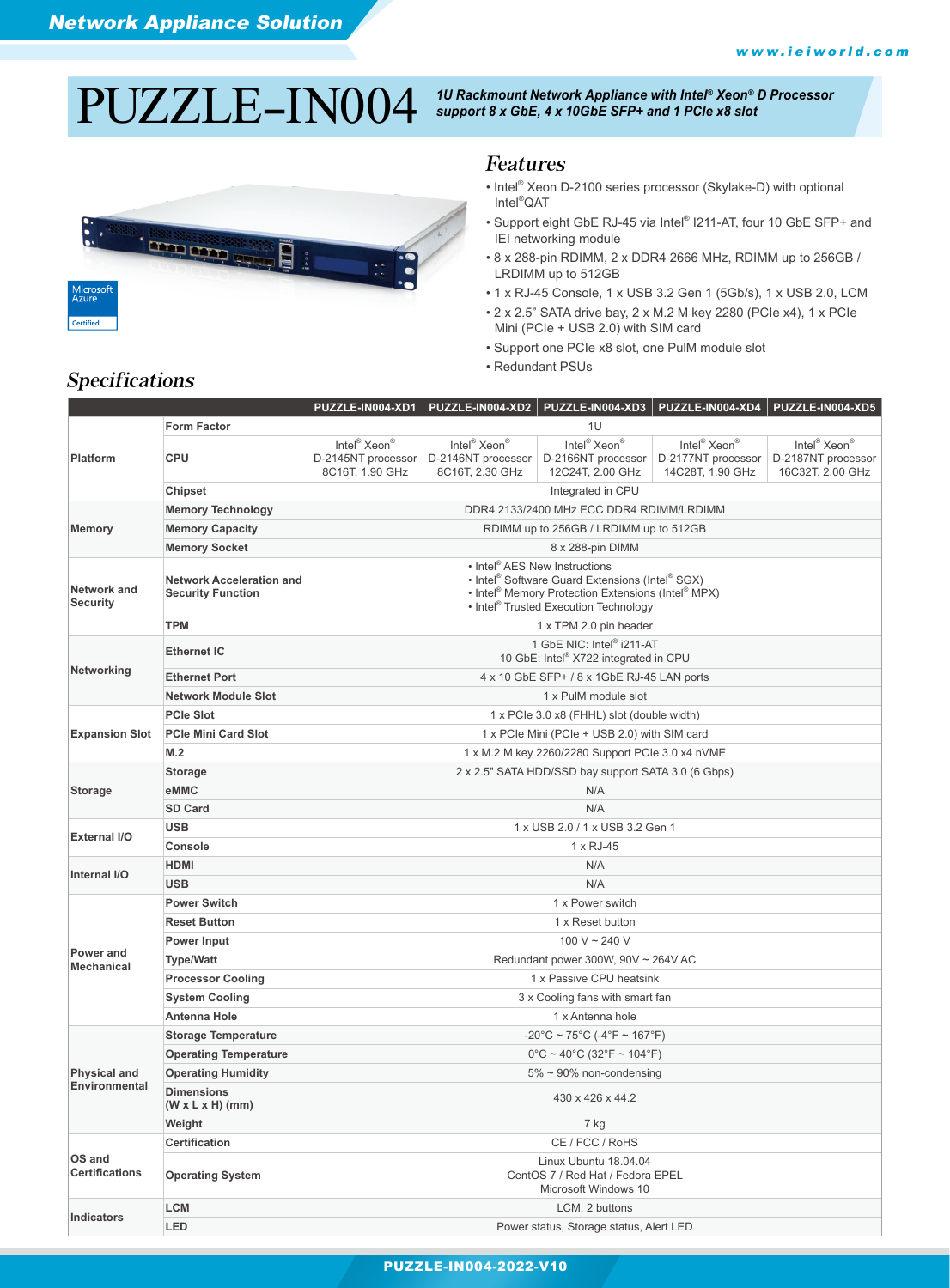# PUZZLE-IN004

***1U Rackmount Network Appliance with Intel® Xeon® D Processor support 8 x GbE, 4 x 10GbE SFP+ and 1 PCIe x8 slot***

Microsoft Azure Certified

## Features

- Intel® Xeon D-2100 series processor (Skylake-D) with optional Intel®QAT
- Support eight GbE RJ-45 via Intel® I211-AT, four 10 GbE SFP+ and IEI networking module
- 8 x 288-pin RDIMM, 2 x DDR4 2666 MHz, RDIMM up to 256GB / LRDIMM up to 512GB
- 1 x RJ-45 Console, 1 x USB 3.2 Gen 1 (5Gb/s), 1 x USB 2.0, LCM
- 2 x 2.5" SATA drive bay, 2 x M.2 M key 2280 (PCIe x4), 1 x PCIe Mini (PCIe + USB 2.0) with SIM card
- Support one PCIe x8 slot, one PuIM module slot
- Redundant PSUs

## Specifications

| | | PUZZLE-IN004-XD1 | PUZZLE-IN004-XD2 | PUZZLE-IN004-XD3 | PUZZLE-IN004-XD4 | PUZZLE-IN004-XD5 |
|---|---|---|---|---|---|---|
| Platform | Form Factor | 1U | | | | |
| | CPU | Intel® Xeon® D-2145NT processor 8C16T, 1.90 GHz | Intel® Xeon® D-2146NT processor 8C16T, 2.30 GHz | Intel® Xeon® D-2166NT processor 12C24T, 2.00 GHz | Intel® Xeon® D-2177NT processor 14C28T, 1.90 GHz | Intel® Xeon® D-2187NT processor 16C32T, 2.00 GHz |
| | Chipset | Integrated in CPU | | | | |
| Memory | Memory Technology | DDR4 2133/2400 MHz ECC DDR4 RDIMM/LRDIMM | | | | |
| | Memory Capacity | RDIMM up to 256GB / LRDIMM up to 512GB | | | | |
| | Memory Socket | 8 x 288-pin DIMM | | | | |
| Network and Security | Network Acceleration and Security Function | • Intel® AES New Instructions<br>• Intel® Software Guard Extensions (Intel® SGX)<br>• Intel® Memory Protection Extensions (Intel® MPX)<br>• Intel® Trusted Execution Technology | | | | |
| | TPM | 1 x TPM 2.0 pin header | | | | |
| Networking | Ethernet IC | 1 GbE NIC: Intel® i211-AT<br>10 GbE: Intel® X722 integrated in CPU | | | | |
| | Ethernet Port | 4 x 10 GbE SFP+ / 8 x 1GbE RJ-45 LAN ports | | | | |
| | Network Module Slot | 1 x PuIM module slot | | | | |
| Expansion Slot | PCIe Slot | 1 x PCIe 3.0 x8 (FHHL) slot (double width) | | | | |
| | PCIe Mini Card Slot | 1 x PCIe Mini (PCIe + USB 2.0) with SIM card | | | | |
| | M.2 | 1 x M.2 M key 2260/2280 Support PCIe 3.0 x4 nVME | | | | |
| Storage | Storage | 2 x 2.5" SATA HDD/SSD bay support SATA 3.0 (6 Gbps) | | | | |
| | eMMC | N/A | | | | |
| | SD Card | N/A | | | | |
| External I/O | USB | 1 x USB 2.0 / 1 x USB 3.2 Gen 1 | | | | |
| | Console | 1 x RJ-45 | | | | |
| Internal I/O | HDMI | N/A | | | | |
| | USB | N/A | | | | |
| Power and Mechanical | Power Switch | 1 x Power switch | | | | |
| | Reset Button | 1 x Reset button | | | | |
| | Power Input | 100 V ~ 240 V | | | | |
| | Type/Watt | Redundant power 300W, 90V ~ 264V AC | | | | |
| | Processor Cooling | 1 x Passive CPU heatsink | | | | |
| | System Cooling | 3 x Cooling fans with smart fan | | | | |
| | Antenna Hole | 1 x Antenna hole | | | | |
| Physical and Environmental | Storage Temperature | -20°C ~ 75°C (-4°F ~ 167°F) | | | | |
| | Operating Temperature | 0°C ~ 40°C (32°F ~ 104°F) | | | | |
| | Operating Humidity | 5% ~ 90% non-condensing | | | | |
| | Dimensions (W x L x H) (mm) | 430 x 426 x 44.2 | | | | |
| | Weight | 7 kg | | | | |
| OS and Certifications | Certification | CE / FCC / RoHS | | | | |
| | Operating System | Linux Ubuntu 18.04.04<br>CentOS 7 / Red Hat / Fedora EPEL<br>Microsoft Windows 10 | | | | |
| Indicators | LCM | LCM, 2 buttons | | | | |
| | LED | Power status, Storage status, Alert LED | | | | |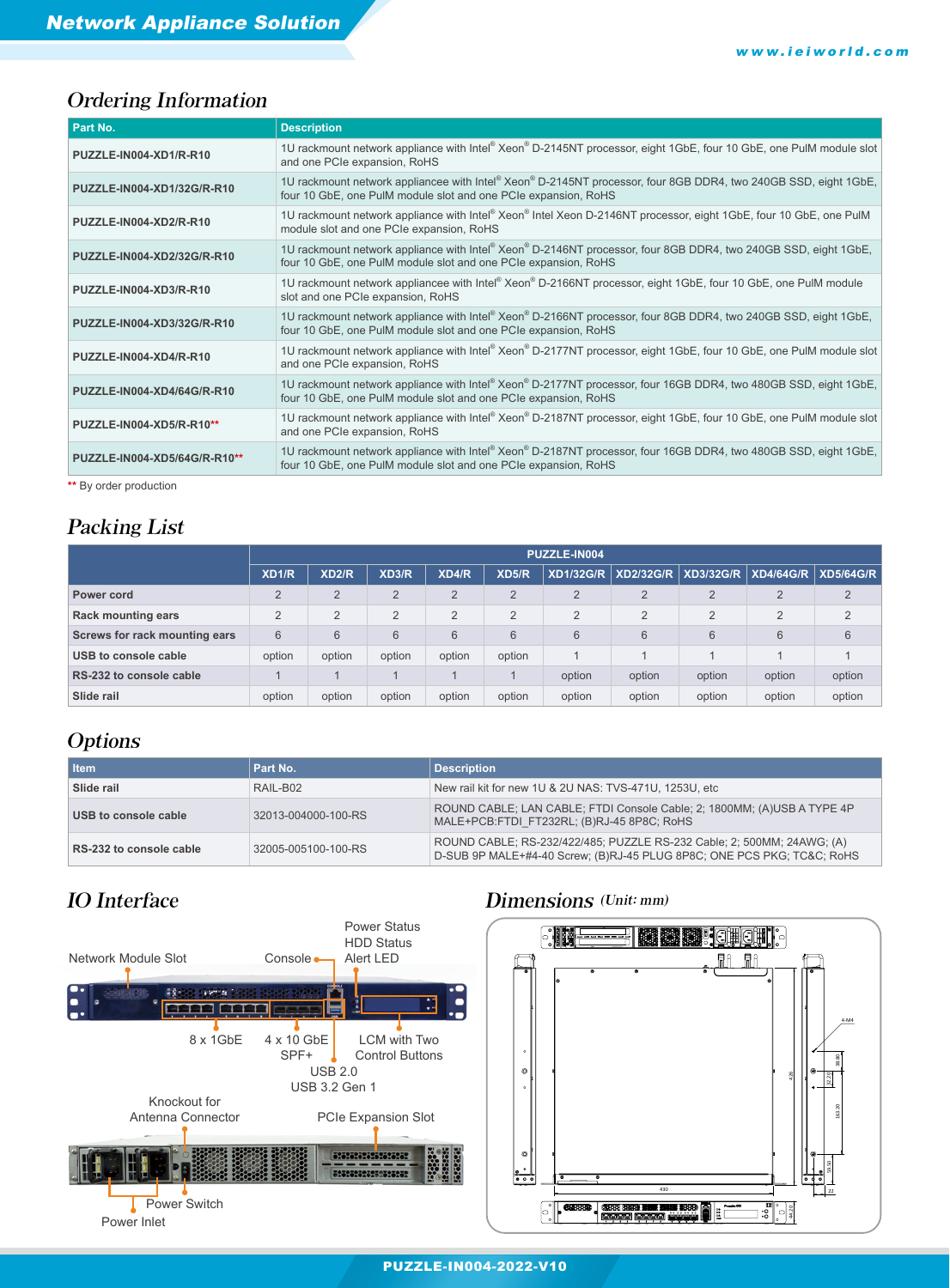## Ordering Information

| Part No. | Description |
|---|---|
| PUZZLE-IN004-XD1/R-R10 | 1U rackmount network appliance with Intel® Xeon® D-2145NT processor, eight 1GbE, four 10 GbE, one PuIM module slot and one PCIe expansion, RoHS |
| PUZZLE-IN004-XD1/32G/R-R10 | 1U rackmount network applianee with Intel® Xeon® D-2145NT processor, four 8GB DDR4, two 240GB SSD, eight 1GbE, four 10 GbE, one PuIM module slot and one PCIe expansion, RoHS |
| PUZZLE-IN004-XD2/R-R10 | 1U rackmount network appliance with Intel® Xeon® Intel Xeon D-2146NT processor, eight 1GbE, four 10 GbE, one PuIM module slot and one PCIe expansion, RoHS |
| PUZZLE-IN004-XD2/32G/R-R10 | 1U rackmount network appliance with Intel® Xeon® D-2146NT processor, four 8GB DDR4, two 240GB SSD, eight 1GbE, four 10 GbE, one PuIM module slot and one PCIe expansion, RoHS |
| PUZZLE-IN004-XD3/R-R10 | 1U rackmount network applianee with Intel® Xeon® D-2166NT processor, eight 1GbE, four 10 GbE, one PuIM module slot and one PCIe expansion, RoHS |
| PUZZLE-IN004-XD3/32G/R-R10 | 1U rackmount network appliance with Intel® Xeon® D-2166NT processor, four 8GB DDR4, two 240GB SSD, eight 1GbE, four 10 GbE, one PuIM module slot and one PCIe expansion, RoHS |
| PUZZLE-IN004-XD4/R-R10 | 1U rackmount network appliance with Intel® Xeon® D-2177NT processor, eight 1GbE, four 10 GbE, one PuIM module slot and one PCIe expansion, RoHS |
| PUZZLE-IN004-XD4/64G/R-R10 | 1U rackmount network appliance with Intel® Xeon® D-2177NT processor, four 16GB DDR4, two 480GB SSD, eight 1GbE, four 10 GbE, one PuIM module slot and one PCIe expansion, RoHS |
| PUZZLE-IN004-XD5/R-R10** | 1U rackmount network appliance with Intel® Xeon® D-2187NT processor, eight 1GbE, four 10 GbE, one PuIM module slot and one PCIe expansion, RoHS |
| PUZZLE-IN004-XD5/64G/R-R10** | 1U rackmount network appliance with Intel® Xeon® D-2187NT processor, four 16GB DDR4, two 480GB SSD, eight 1GbE, four 10 GbE, one PuIM module slot and one PCIe expansion, RoHS |

** By order production

## Packing List

| | PUZZLE-IN004 | | | | | | | | | |
|---|---|---|---|---|---|---|---|---|---|---|
| | XD1/R | XD2/R | XD3/R | XD4/R | XD5/R | XD1/32G/R | XD2/32G/R | XD3/32G/R | XD4/64G/R | XD5/64G/R |
| Power cord | 2 | 2 | 2 | 2 | 2 | 2 | 2 | 2 | 2 | 2 |
| Rack mounting ears | 2 | 2 | 2 | 2 | 2 | 2 | 2 | 2 | 2 | 2 |
| Screws for rack mounting ears | 6 | 6 | 6 | 6 | 6 | 6 | 6 | 6 | 6 | 6 |
| USB to console cable | option | option | option | option | option | 1 | 1 | 1 | 1 | 1 |
| RS-232 to console cable | 1 | 1 | 1 | 1 | 1 | option | option | option | option | option |
| Slide rail | option | option | option | option | option | option | option | option | option | option |

## Options

| Item | Part No. | Description |
|---|---|---|
| Slide rail | RAIL-B02 | New rail kit for new 1U & 2U NAS: TVS-471U, 1253U, etc |
| USB to console cable | 32013-004000-100-RS | ROUND CABLE; LAN CABLE; FTDI Console Cable; 2; 1800MM; (A)USB A TYPE 4P MALE+PCB:FTDI_FT232RL; (B)RJ-45 8P8C; RoHS |
| RS-232 to console cable | 32005-005100-100-RS | ROUND CABLE; RS-232/422/485; PUZZLE RS-232 Cable; 2; 500MM; 24AWG; (A) D-SUB 9P MALE+#4-40 Screw; (B)RJ-45 PLUG 8P8C; ONE PCS PKG; TC&C; RoHS |

## IO Interface

Network Module Slot

Console

Power Status
HDD Status
Alert LED

8 x 1GbE

4 x 10 GbE SPF+

LCM with Two Control Buttons

USB 2.0
USB 3.2 Gen 1

Knockout for Antenna Connector

PCIe Expansion Slot

Power Switch

Power Inlet

## Dimensions (Unit: mm)

430

426

4-M4

38.80

32.20

163.20

59.50

22

44.20